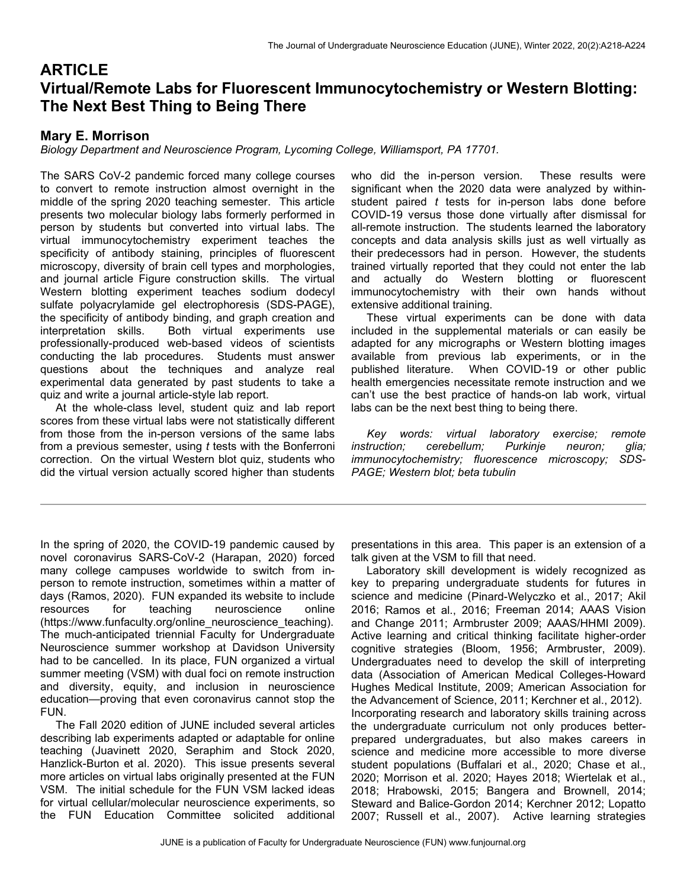# ARTICLE

# Virtual/Remote Labs for Fluorescent Immunocytochemistry or Western Blotting: The Next Best Thing to Being There

## Mary E. Morrison

*Biology Department and Neuroscience Program, Lycoming College, Williamsport, PA 17701.*

The SARS CoV-2 pandemic forced many college courses to convert to remote instruction almost overnight in the middle of the spring 2020 teaching semester. This article presents two molecular biology labs formerly performed in person by students but converted into virtual labs. The virtual immunocytochemistry experiment teaches the specificity of antibody staining, principles of fluorescent microscopy, diversity of brain cell types and morphologies, and journal article Figure construction skills. The virtual Western blotting experiment teaches sodium dodecyl sulfate polyacrylamide gel electrophoresis (SDS-PAGE), the specificity of antibody binding, and graph creation and interpretation skills. Both virtual experiments use professionally-produced web-based videos of scientists conducting the lab procedures. Students must answer questions about the techniques and analyze real experimental data generated by past students to take a quiz and write a journal article-style lab report.

At the whole-class level, student quiz and lab report scores from these virtual labs were not statistically different from those from the in-person versions of the same labs from a previous semester, using *t* tests with the Bonferroni correction. On the virtual Western blot quiz, students who did the virtual version actually scored higher than students who did the in-person version. These results were significant when the 2020 data were analyzed by within-student paired *t* tests for in-person labs done before COVID-19 versus those done virtually after dismissal for all-remote instruction. The students learned the laboratory concepts and data analysis skills just as well virtually as their predecessors had in person. However, the students trained virtually reported that they could not enter the lab and actually do Western blotting or fluorescent immunocytochemistry with their own hands without extensive additional training.

These virtual experiments can be done with data included in the supplemental materials or can easily be adapted for any micrographs or Western blotting images available from previous lab experiments, or in the published literature. When COVID-19 or other public health emergencies necessitate remote instruction and we can't use the best practice of hands-on lab work, virtual labs can be the next best thing to being there.

*Key words: virtual laboratory exercise; remote instruction; cerebellum; Purkinje neuron; glia; immunocytochemistry; fluorescence microscopy; SDS-PAGE; Western blot; beta tubulin*

---

In the spring of 2020, the COVID-19 pandemic caused by novel coronavirus SARS-CoV-2 (Harapan, 2020) forced many college campuses worldwide to switch from in-person to remote instruction, sometimes within a matter of days (Ramos, 2020). FUN expanded its website to include resources for teaching neuroscience online (https://www.funfaculty.org/online_neuroscience_teaching). The much-anticipated triennial Faculty for Undergraduate Neuroscience summer workshop at Davidson University had to be cancelled. In its place, FUN organized a virtual summer meeting (VSM) with dual foci on remote instruction and diversity, equity, and inclusion in neuroscience education—proving that even coronavirus cannot stop the FUN.

The Fall 2020 edition of JUNE included several articles describing lab experiments adapted or adaptable for online teaching (Juavinett 2020, Seraphim and Stock 2020, Hanzlick-Burton et al. 2020). This issue presents several more articles on virtual labs originally presented at the FUN VSM. The initial schedule for the FUN VSM lacked ideas for virtual cellular/molecular neuroscience experiments, so the FUN Education Committee solicited additional presentations in this area. This paper is an extension of a talk given at the VSM to fill that need.

Laboratory skill development is widely recognized as key to preparing undergraduate students for futures in science and medicine (Pinard-Welyczko et al., 2017; Akil 2016; Ramos et al., 2016; Freeman 2014; AAAS Vision and Change 2011; Armbruster 2009; AAAS/HHMI 2009). Active learning and critical thinking facilitate higher-order cognitive strategies (Bloom, 1956; Armbruster, 2009). Undergraduates need to develop the skill of interpreting data (Association of American Medical Colleges-Howard Hughes Medical Institute, 2009; American Association for the Advancement of Science, 2011; Kerchner et al., 2012). Incorporating research and laboratory skills training across the undergraduate curriculum not only produces better-prepared undergraduates, but also makes careers in science and medicine more accessible to more diverse student populations (Buffalari et al., 2020; Chase et al., 2020; Morrison et al. 2020; Hayes 2018; Wiertelak et al., 2018; Hrabowski, 2015; Bangera and Brownell, 2014; Steward and Balice-Gordon 2014; Kerchner 2012; Lopatto 2007; Russell et al., 2007). Active learning strategies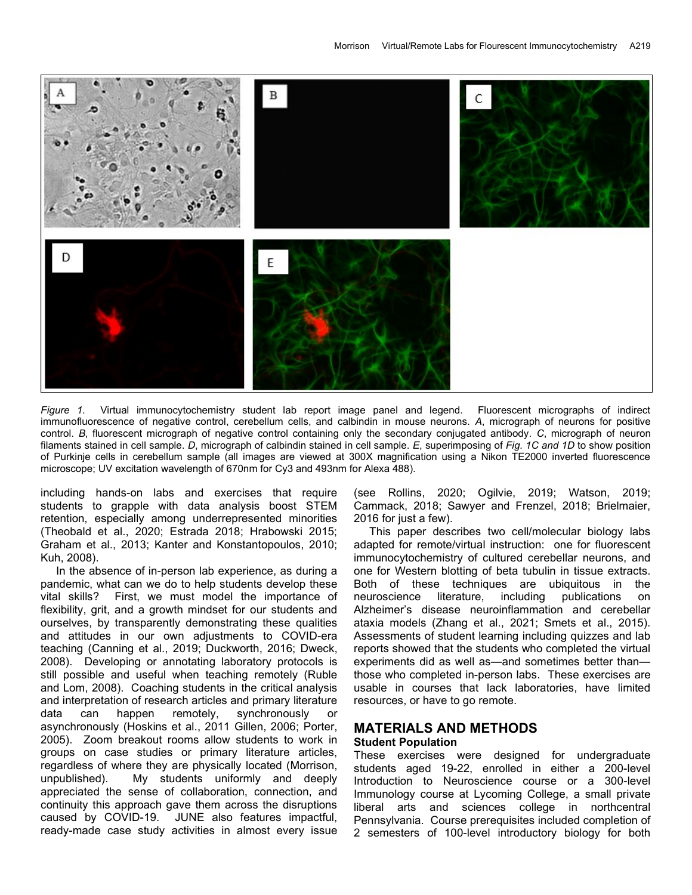*Figure 1.* Virtual immunocytochemistry student lab report image panel and legend. Fluorescent micrographs of indirect immunofluorescence of negative control, cerebellum cells, and calbindin in mouse neurons. *A*, micrograph of neurons for positive control. *B*, fluorescent micrograph of negative control containing only the secondary conjugated antibody. *C*, micrograph of neuron filaments stained in cell sample. *D*, micrograph of calbindin stained in cell sample. *E*, superimposing of *Fig. 1C and 1D* to show position of Purkinje cells in cerebellum sample (all images are viewed at 300X magnification using a Nikon TE2000 inverted fluorescence microscope; UV excitation wavelength of 670nm for Cy3 and 493nm for Alexa 488).

including hands-on labs and exercises that require students to grapple with data analysis boost STEM retention, especially among underrepresented minorities (Theobald et al., 2020; Estrada 2018; Hrabowski 2015; Graham et al., 2013; Kanter and Konstantopoulos, 2010; Kuh, 2008).

In the absence of in-person lab experience, as during a pandemic, what can we do to help students develop these vital skills? First, we must model the importance of flexibility, grit, and a growth mindset for our students and ourselves, by transparently demonstrating these qualities and attitudes in our own adjustments to COVID-era teaching (Canning et al., 2019; Duckworth, 2016; Dweck, 2008). Developing or annotating laboratory protocols is still possible and useful when teaching remotely (Ruble and Lom, 2008). Coaching students in the critical analysis and interpretation of research articles and primary literature data can happen remotely, synchronously or asynchronously (Hoskins et al., 2011 Gillen, 2006; Porter, 2005). Zoom breakout rooms allow students to work in groups on case studies or primary literature articles, regardless of where they are physically located (Morrison, unpublished). My students uniformly and deeply appreciated the sense of collaboration, connection, and continuity this approach gave them across the disruptions caused by COVID-19. JUNE also features impactful, ready-made case study activities in almost every issue (see Rollins, 2020; Ogilvie, 2019; Watson, 2019; Cammack, 2018; Sawyer and Frenzel, 2018; Brielmaier, 2016 for just a few).

This paper describes two cell/molecular biology labs adapted for remote/virtual instruction: one for fluorescent immunocytochemistry of cultured cerebellar neurons, and one for Western blotting of beta tubulin in tissue extracts. Both of these techniques are ubiquitous in the neuroscience literature, including publications on Alzheimer's disease neuroinflammation and cerebellar ataxia models (Zhang et al., 2021; Smets et al., 2015). Assessments of student learning including quizzes and lab reports showed that the students who completed the virtual experiments did as well as—and sometimes better than—those who completed in-person labs. These exercises are usable in courses that lack laboratories, have limited resources, or have to go remote.

## MATERIALS AND METHODS

### Student Population

These exercises were designed for undergraduate students aged 19-22, enrolled in either a 200-level Introduction to Neuroscience course or a 300-level Immunology course at Lycoming College, a small private liberal arts and sciences college in northcentral Pennsylvania. Course prerequisites included completion of 2 semesters of 100-level introductory biology for both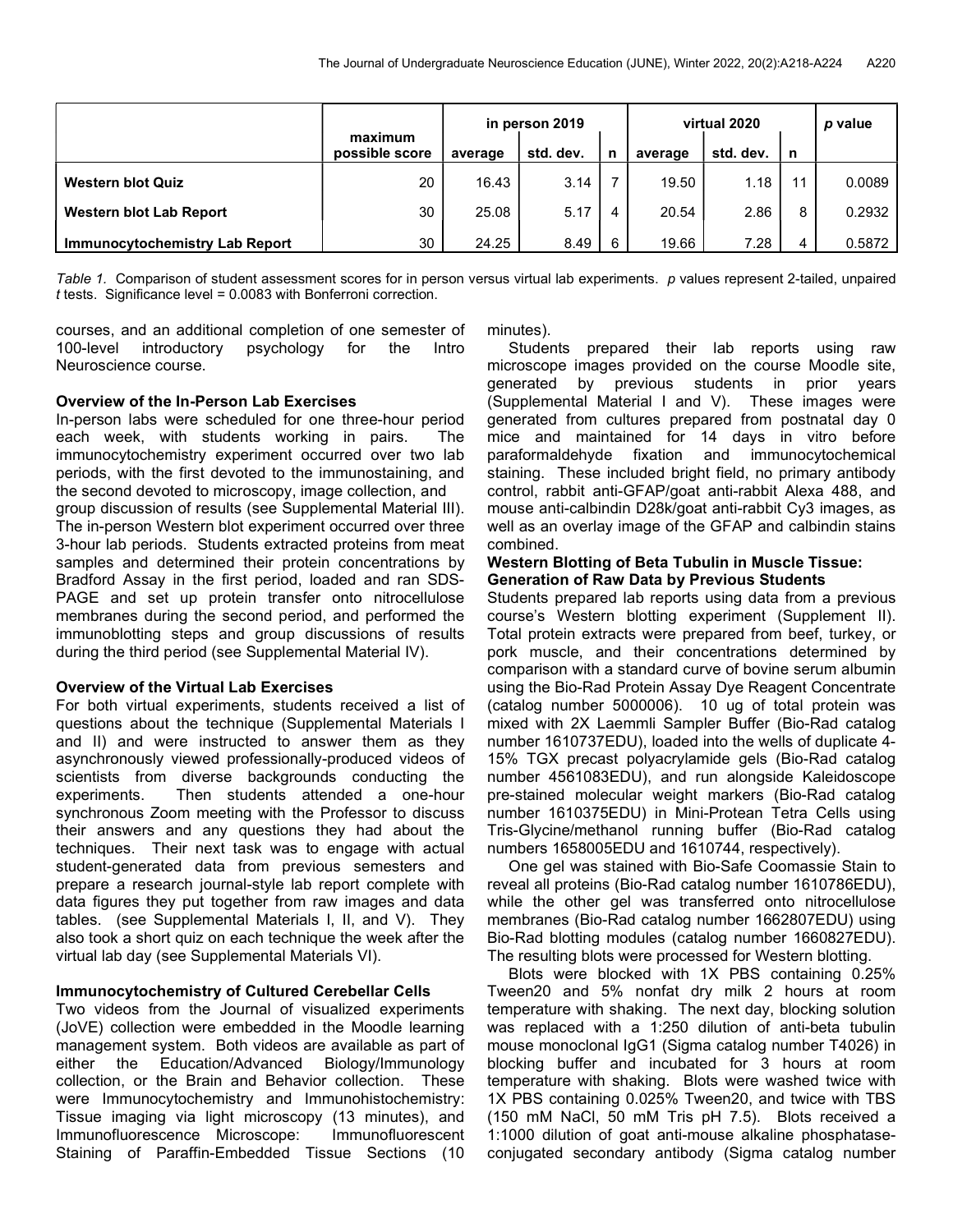| | maximum possible score | in person 2019 | | | virtual 2020 | | | *p* value |
|---|---|---|---|---|---|---|---|---|
| | | average | std. dev. | n | average | std. dev. | n | |
| **Western blot Quiz** | 20 | 16.43 | 3.14 | 7 | 19.50 | 1.18 | 11 | 0.0089 |
| **Western blot Lab Report** | 30 | 25.08 | 5.17 | 4 | 20.54 | 2.86 | 8 | 0.2932 |
| **Immunocytochemistry Lab Report** | 30 | 24.25 | 8.49 | 6 | 19.66 | 7.28 | 4 | 0.5872 |

*Table 1.* Comparison of student assessment scores for in person versus virtual lab experiments. *p* values represent 2-tailed, unpaired *t* tests. Significance level = 0.0083 with Bonferroni correction.

courses, and an additional completion of one semester of 100-level introductory psychology for the Intro Neuroscience course.

**Overview of the In-Person Lab Exercises**

In-person labs were scheduled for one three-hour period each week, with students working in pairs. The immunocytochemistry experiment occurred over two lab periods, with the first devoted to the immunostaining, and the second devoted to microscopy, image collection, and group discussion of results (see Supplemental Material III). The in-person Western blot experiment occurred over three 3-hour lab periods. Students extracted proteins from meat samples and determined their protein concentrations by Bradford Assay in the first period, loaded and ran SDS-PAGE and set up protein transfer onto nitrocellulose membranes during the second period, and performed the immunoblotting steps and group discussions of results during the third period (see Supplemental Material IV).

**Overview of the Virtual Lab Exercises**

For both virtual experiments, students received a list of questions about the technique (Supplemental Materials I and II) and were instructed to answer them as they asynchronously viewed professionally-produced videos of scientists from diverse backgrounds conducting the experiments. Then students attended a one-hour synchronous Zoom meeting with the Professor to discuss their answers and any questions they had about the techniques. Their next task was to engage with actual student-generated data from previous semesters and prepare a research journal-style lab report complete with data figures they put together from raw images and data tables. (see Supplemental Materials I, II, and V). They also took a short quiz on each technique the week after the virtual lab day (see Supplemental Materials VI).

**Immunocytochemistry of Cultured Cerebellar Cells**

Two videos from the Journal of visualized experiments (JoVE) collection were embedded in the Moodle learning management system. Both videos are available as part of either the Education/Advanced Biology/Immunology collection, or the Brain and Behavior collection. These were Immunocytochemistry and Immunohistochemistry: Tissue imaging via light microscopy (13 minutes), and Immunofluorescence Microscope: Immunofluorescent Staining of Paraffin-Embedded Tissue Sections (10 minutes).

Students prepared their lab reports using raw microscope images provided on the course Moodle site, generated by previous students in prior years (Supplemental Material I and V). These images were generated from cultures prepared from postnatal day 0 mice and maintained for 14 days in vitro before paraformaldehyde fixation and immunocytochemical staining. These included bright field, no primary antibody control, rabbit anti-GFAP/goat anti-rabbit Alexa 488, and mouse anti-calbindin D28k/goat anti-rabbit Cy3 images, as well as an overlay image of the GFAP and calbindin stains combined.

**Western Blotting of Beta Tubulin in Muscle Tissue: Generation of Raw Data by Previous Students**

Students prepared lab reports using data from a previous course's Western blotting experiment (Supplement II). Total protein extracts were prepared from beef, turkey, or pork muscle, and their concentrations determined by comparison with a standard curve of bovine serum albumin using the Bio-Rad Protein Assay Dye Reagent Concentrate (catalog number 5000006). 10 ug of total protein was mixed with 2X Laemmli Sampler Buffer (Bio-Rad catalog number 1610737EDU), loaded into the wells of duplicate 4-15% TGX precast polyacrylamide gels (Bio-Rad catalog number 4561083EDU), and run alongside Kaleidoscope pre-stained molecular weight markers (Bio-Rad catalog number 1610375EDU) in Mini-Protean Tetra Cells using Tris-Glycine/methanol running buffer (Bio-Rad catalog numbers 1658005EDU and 1610744, respectively).

One gel was stained with Bio-Safe Coomassie Stain to reveal all proteins (Bio-Rad catalog number 1610786EDU), while the other gel was transferred onto nitrocellulose membranes (Bio-Rad catalog number 1662807EDU) using Bio-Rad blotting modules (catalog number 1660827EDU). The resulting blots were processed for Western blotting.

Blots were blocked with 1X PBS containing 0.25% Tween20 and 5% nonfat dry milk 2 hours at room temperature with shaking. The next day, blocking solution was replaced with a 1:250 dilution of anti-beta tubulin mouse monoclonal IgG1 (Sigma catalog number T4026) in blocking buffer and incubated for 3 hours at room temperature with shaking. Blots were washed twice with 1X PBS containing 0.025% Tween20, and twice with TBS (150 mM NaCl, 50 mM Tris pH 7.5). Blots received a 1:1000 dilution of goat anti-mouse alkaline phosphatase-conjugated secondary antibody (Sigma catalog number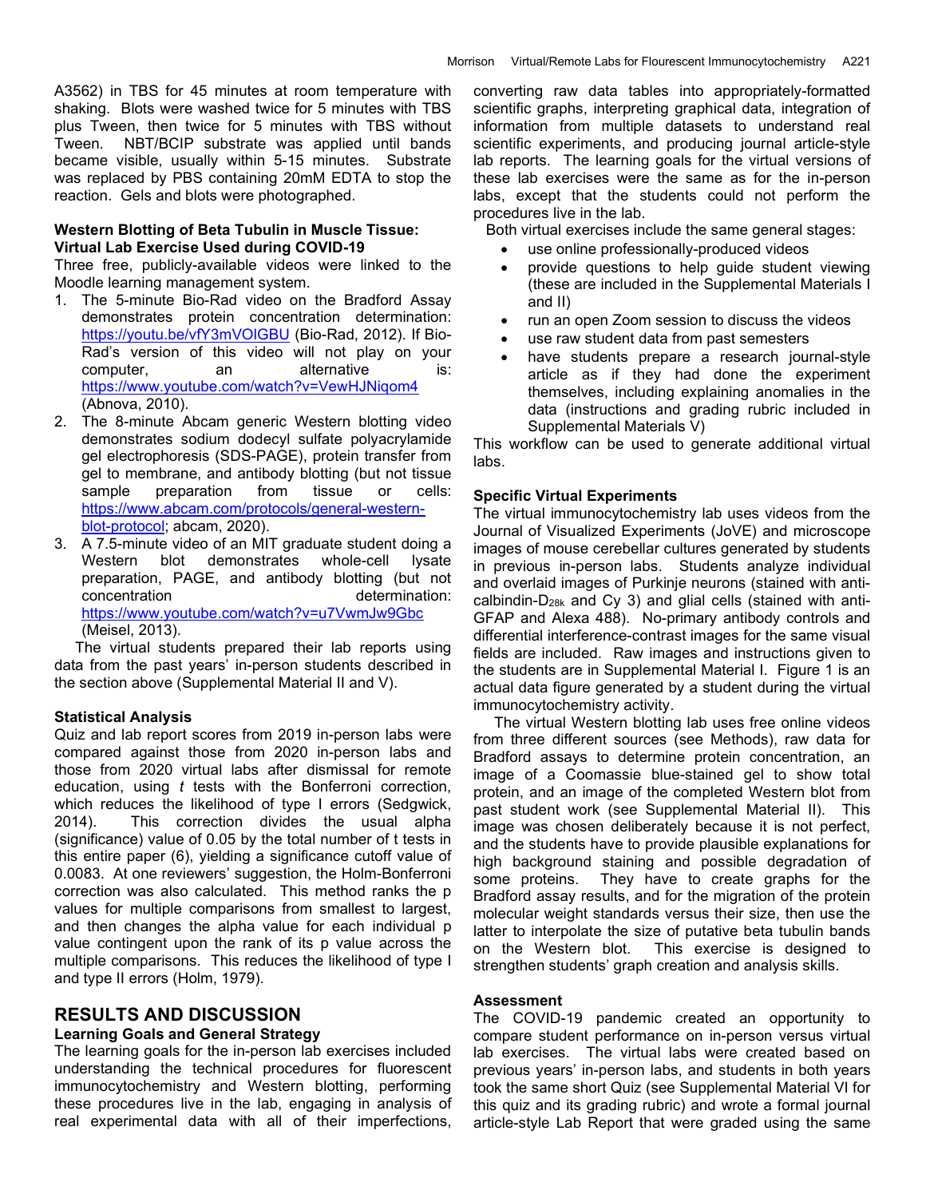A3562) in TBS for 45 minutes at room temperature with shaking. Blots were washed twice for 5 minutes with TBS plus Tween, then twice for 5 minutes with TBS without Tween. NBT/BCIP substrate was applied until bands became visible, usually within 5-15 minutes. Substrate was replaced by PBS containing 20mM EDTA to stop the reaction. Gels and blots were photographed.

**Western Blotting of Beta Tubulin in Muscle Tissue: Virtual Lab Exercise Used during COVID-19**

Three free, publicly-available videos were linked to the Moodle learning management system.

1. The 5-minute Bio-Rad video on the Bradford Assay demonstrates protein concentration determination: https://youtu.be/vfY3mVOlGBU (Bio-Rad, 2012). If Bio-Rad's version of this video will not play on your computer, an alternative is: https://www.youtube.com/watch?v=VewHJNiqom4 (Abnova, 2010).
2. The 8-minute Abcam generic Western blotting video demonstrates sodium dodecyl sulfate polyacrylamide gel electrophoresis (SDS-PAGE), protein transfer from gel to membrane, and antibody blotting (but not tissue sample preparation from tissue or cells: https://www.abcam.com/protocols/general-western-blot-protocol; abcam, 2020).
3. A 7.5-minute video of an MIT graduate student doing a Western blot demonstrates whole-cell lysate preparation, PAGE, and antibody blotting (but not concentration determination: https://www.youtube.com/watch?v=u7VwmJw9Gbc (Meisel, 2013).

The virtual students prepared their lab reports using data from the past years' in-person students described in the section above (Supplemental Material II and V).

**Statistical Analysis**

Quiz and lab report scores from 2019 in-person labs were compared against those from 2020 in-person labs and those from 2020 virtual labs after dismissal for remote education, using *t* tests with the Bonferroni correction, which reduces the likelihood of type I errors (Sedgwick, 2014). This correction divides the usual alpha (significance) value of 0.05 by the total number of t tests in this entire paper (6), yielding a significance cutoff value of 0.0083. At one reviewers' suggestion, the Holm-Bonferroni correction was also calculated. This method ranks the p values for multiple comparisons from smallest to largest, and then changes the alpha value for each individual p value contingent upon the rank of its p value across the multiple comparisons. This reduces the likelihood of type I and type II errors (Holm, 1979).

## RESULTS AND DISCUSSION

**Learning Goals and General Strategy**

The learning goals for the in-person lab exercises included understanding the technical procedures for fluorescent immunocytochemistry and Western blotting, performing these procedures live in the lab, engaging in analysis of real experimental data with all of their imperfections, converting raw data tables into appropriately-formatted scientific graphs, interpreting graphical data, integration of information from multiple datasets to understand real scientific experiments, and producing journal article-style lab reports. The learning goals for the virtual versions of these lab exercises were the same as for the in-person labs, except that the students could not perform the procedures live in the lab.

Both virtual exercises include the same general stages:

- use online professionally-produced videos
- provide questions to help guide student viewing (these are included in the Supplemental Materials I and II)
- run an open Zoom session to discuss the videos
- use raw student data from past semesters
- have students prepare a research journal-style article as if they had done the experiment themselves, including explaining anomalies in the data (instructions and grading rubric included in Supplemental Materials V)

This workflow can be used to generate additional virtual labs.

**Specific Virtual Experiments**

The virtual immunocytochemistry lab uses videos from the Journal of Visualized Experiments (JoVE) and microscope images of mouse cerebellar cultures generated by students in previous in-person labs. Students analyze individual and overlaid images of Purkinje neurons (stained with anti-calbindin-$D_{28k}$ and Cy 3) and glial cells (stained with anti-GFAP and Alexa 488). No-primary antibody controls and differential interference-contrast images for the same visual fields are included. Raw images and instructions given to the students are in Supplemental Material I. Figure 1 is an actual data figure generated by a student during the virtual immunocytochemistry activity.

The virtual Western blotting lab uses free online videos from three different sources (see Methods), raw data for Bradford assays to determine protein concentration, an image of a Coomassie blue-stained gel to show total protein, and an image of the completed Western blot from past student work (see Supplemental Material II). This image was chosen deliberately because it is not perfect, and the students have to provide plausible explanations for high background staining and possible degradation of some proteins. They have to create graphs for the Bradford assay results, and for the migration of the protein molecular weight standards versus their size, then use the latter to interpolate the size of putative beta tubulin bands on the Western blot. This exercise is designed to strengthen students' graph creation and analysis skills.

**Assessment**

The COVID-19 pandemic created an opportunity to compare student performance on in-person versus virtual lab exercises. The virtual labs were created based on previous years' in-person labs, and students in both years took the same short Quiz (see Supplemental Material VI for this quiz and its grading rubric) and wrote a formal journal article-style Lab Report that were graded using the same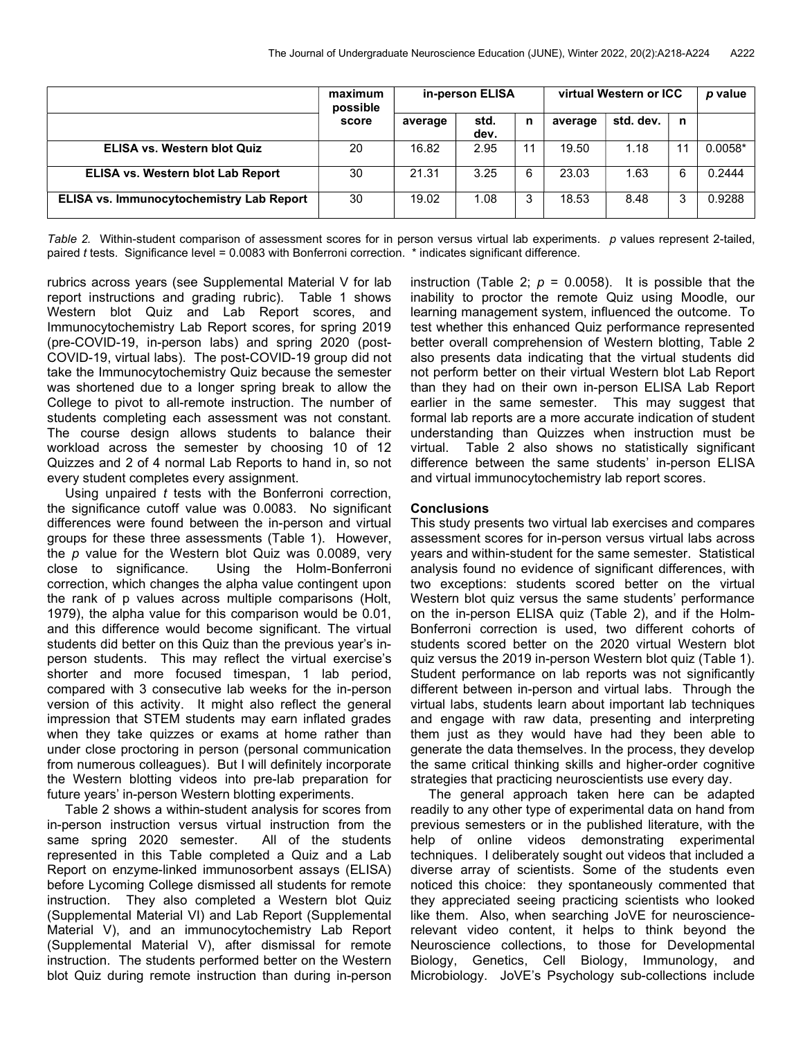| | maximum possible score | in-person ELISA | | | virtual Western or ICC | | | *p* value |
|---|---|---|---|---|---|---|---|---|
| | | average | std. dev. | n | average | std. dev. | n | |
| **ELISA vs. Western blot Quiz** | 20 | 16.82 | 2.95 | 11 | 19.50 | 1.18 | 11 | 0.0058* |
| **ELISA vs. Western blot Lab Report** | 30 | 21.31 | 3.25 | 6 | 23.03 | 1.63 | 6 | 0.2444 |
| **ELISA vs. Immunocytochemistry Lab Report** | 30 | 19.02 | 1.08 | 3 | 18.53 | 8.48 | 3 | 0.9288 |

*Table 2.* Within-student comparison of assessment scores for in person versus virtual lab experiments. *p* values represent 2-tailed, paired *t* tests. Significance level = 0.0083 with Bonferroni correction. * indicates significant difference.

rubrics across years (see Supplemental Material V for lab report instructions and grading rubric). Table 1 shows Western blot Quiz and Lab Report scores, and Immunocytochemistry Lab Report scores, for spring 2019 (pre-COVID-19, in-person labs) and spring 2020 (post-COVID-19, virtual labs). The post-COVID-19 group did not take the Immunocytochemistry Quiz because the semester was shortened due to a longer spring break to allow the College to pivot to all-remote instruction. The number of students completing each assessment was not constant. The course design allows students to balance their workload across the semester by choosing 10 of 12 Quizzes and 2 of 4 normal Lab Reports to hand in, so not every student completes every assignment.

Using unpaired *t* tests with the Bonferroni correction, the significance cutoff value was 0.0083. No significant differences were found between the in-person and virtual groups for these three assessments (Table 1). However, the *p* value for the Western blot Quiz was 0.0089, very close to significance. Using the Holm-Bonferroni correction, which changes the alpha value contingent upon the rank of p values across multiple comparisons (Holt, 1979), the alpha value for this comparison would be 0.01, and this difference would become significant. The virtual students did better on this Quiz than the previous year's in-person students. This may reflect the virtual exercise's shorter and more focused timespan, 1 lab period, compared with 3 consecutive lab weeks for the in-person version of this activity. It might also reflect the general impression that STEM students may earn inflated grades when they take quizzes or exams at home rather than under close proctoring in person (personal communication from numerous colleagues). But I will definitely incorporate the Western blotting videos into pre-lab preparation for future years' in-person Western blotting experiments.

Table 2 shows a within-student analysis for scores from in-person instruction versus virtual instruction from the same spring 2020 semester. All of the students represented in this Table completed a Quiz and a Lab Report on enzyme-linked immunosorbent assays (ELISA) before Lycoming College dismissed all students for remote instruction. They also completed a Western blot Quiz (Supplemental Material VI) and Lab Report (Supplemental Material V), and an immunocytochemistry Lab Report (Supplemental Material V), after dismissal for remote instruction. The students performed better on the Western blot Quiz during remote instruction than during in-person instruction (Table 2; *p* = 0.0058). It is possible that the inability to proctor the remote Quiz using Moodle, our learning management system, influenced the outcome. To test whether this enhanced Quiz performance represented better overall comprehension of Western blotting, Table 2 also presents data indicating that the virtual students did not perform better on their virtual Western blot Lab Report than they had on their own in-person ELISA Lab Report earlier in the same semester. This may suggest that formal lab reports are a more accurate indication of student understanding than Quizzes when instruction must be virtual. Table 2 also shows no statistically significant difference between the same students' in-person ELISA and virtual immunocytochemistry lab report scores.

## Conclusions

This study presents two virtual lab exercises and compares assessment scores for in-person versus virtual labs across years and within-student for the same semester. Statistical analysis found no evidence of significant differences, with two exceptions: students scored better on the virtual Western blot quiz versus the same students' performance on the in-person ELISA quiz (Table 2), and if the Holm-Bonferroni correction is used, two different cohorts of students scored better on the 2020 virtual Western blot quiz versus the 2019 in-person Western blot quiz (Table 1). Student performance on lab reports was not significantly different between in-person and virtual labs. Through the virtual labs, students learn about important lab techniques and engage with raw data, presenting and interpreting them just as they would have had they been able to generate the data themselves. In the process, they develop the same critical thinking skills and higher-order cognitive strategies that practicing neuroscientists use every day.

The general approach taken here can be adapted readily to any other type of experimental data on hand from previous semesters or in the published literature, with the help of online videos demonstrating experimental techniques. I deliberately sought out videos that included a diverse array of scientists. Some of the students even noticed this choice: they spontaneously commented that they appreciated seeing practicing scientists who looked like them. Also, when searching JoVE for neuroscience-relevant video content, it helps to think beyond the Neuroscience collections, to those for Developmental Biology, Genetics, Cell Biology, Immunology, and Microbiology. JoVE's Psychology sub-collections include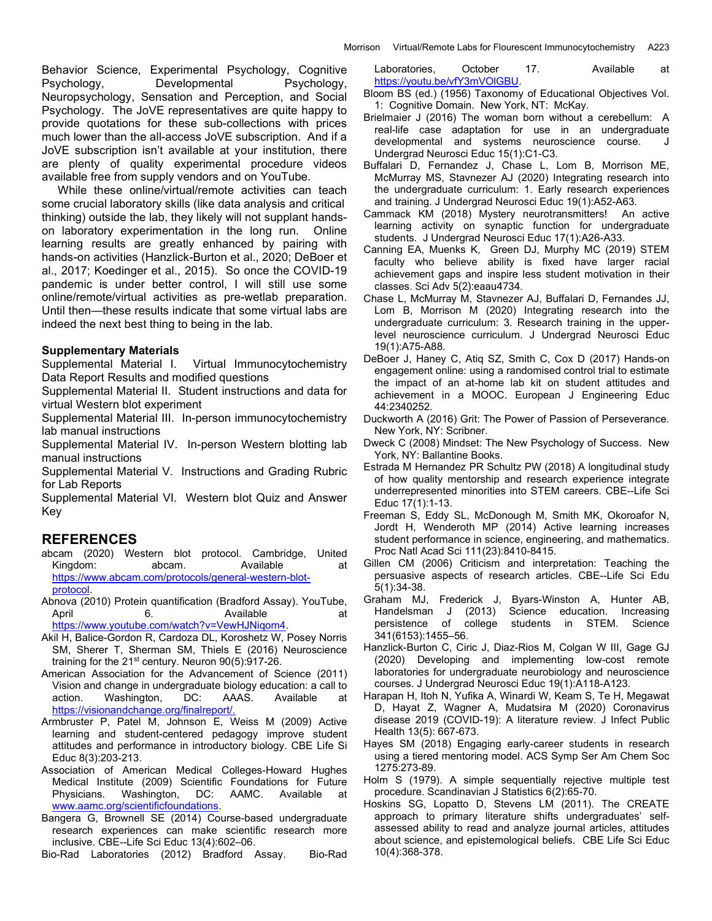Behavior Science, Experimental Psychology, Cognitive Psychology, Developmental Psychology, Neuropsychology, Sensation and Perception, and Social Psychology. The JoVE representatives are quite happy to provide quotations for these sub-collections with prices much lower than the all-access JoVE subscription. And if a JoVE subscription isn't available at your institution, there are plenty of quality experimental procedure videos available free from supply vendors and on YouTube.

While these online/virtual/remote activities can teach some crucial laboratory skills (like data analysis and critical thinking) outside the lab, they likely will not supplant hands-on laboratory experimentation in the long run. Online learning results are greatly enhanced by pairing with hands-on activities (Hanzlick-Burton et al., 2020; DeBoer et al., 2017; Koedinger et al., 2015). So once the COVID-19 pandemic is under better control, I will still use some online/remote/virtual activities as pre-wetlab preparation. Until then—these results indicate that some virtual labs are indeed the next best thing to being in the lab.

**Supplementary Materials**

Supplemental Material I. Virtual Immunocytochemistry Data Report Results and modified questions

Supplemental Material II. Student instructions and data for virtual Western blot experiment

Supplemental Material III. In-person immunocytochemistry lab manual instructions

Supplemental Material IV. In-person Western blotting lab manual instructions

Supplemental Material V. Instructions and Grading Rubric for Lab Reports

Supplemental Material VI. Western blot Quiz and Answer Key

## REFERENCES

abcam (2020) Western blot protocol. Cambridge, United Kingdom: abcam. Available at https://www.abcam.com/protocols/general-western-blot-protocol.

Abnova (2010) Protein quantification (Bradford Assay). YouTube, April 6. Available at https://www.youtube.com/watch?v=VewHJNiqom4.

Akil H, Balice-Gordon R, Cardoza DL, Koroshetz W, Posey Norris SM, Sherer T, Sherman SM, Thiels E (2016) Neuroscience training for the 21st century. Neuron 90(5):917-26.

American Association for the Advancement of Science (2011) Vision and change in undergraduate biology education: a call to action. Washington, DC: AAAS. Available at https://visionandchange.org/finalreport/.

Armbruster P, Patel M, Johnson E, Weiss M (2009) Active learning and student-centered pedagogy improve student attitudes and performance in introductory biology. CBE Life Si Educ 8(3):203-213.

Association of American Medical Colleges-Howard Hughes Medical Institute (2009) Scientific Foundations for Future Physicians. Washington, DC: AAMC. Available at www.aamc.org/scientificfoundations.

Bangera G, Brownell SE (2014) Course-based undergraduate research experiences can make scientific research more inclusive. CBE--Life Sci Educ 13(4):602–06.

Bio-Rad Laboratories (2012) Bradford Assay. Bio-Rad Laboratories, October 17. Available at https://youtu.be/vfY3mVOlGBU.

Bloom BS (ed.) (1956) Taxonomy of Educational Objectives Vol. 1: Cognitive Domain. New York, NT: McKay.

Brielmaier J (2016) The woman born without a cerebellum: A real-life case adaptation for use in an undergraduate developmental and systems neuroscience course. J Undergrad Neurosci Educ 15(1):C1-C3.

Buffalari D, Fernandez J, Chase L, Lom B, Morrison ME, McMurray MS, Stavnezer AJ (2020) Integrating research into the undergraduate curriculum: 1. Early research experiences and training. J Undergrad Neurosci Educ 19(1):A52-A63.

Cammack KM (2018) Mystery neurotransmitters! An active learning activity on synaptic function for undergraduate students. J Undergrad Neurosci Educ 17(1):A26-A33.

Canning EA, Muenks K, Green DJ, Murphy MC (2019) STEM faculty who believe ability is fixed have larger racial achievement gaps and inspire less student motivation in their classes. Sci Adv 5(2):eaau4734.

Chase L, McMurray M, Stavnezer AJ, Buffalari D, Fernandes JJ, Lom B, Morrison M (2020) Integrating research into the undergraduate curriculum: 3. Research training in the upper-level neuroscience curriculum. J Undergrad Neurosci Educ 19(1):A75-A88.

DeBoer J, Haney C, Atiq SZ, Smith C, Cox D (2017) Hands-on engagement online: using a randomised control trial to estimate the impact of an at-home lab kit on student attitudes and achievement in a MOOC. European J Engineering Educ 44:2340252.

Duckworth A (2016) Grit: The Power of Passion of Perseverance. New York, NY: Scribner.

Dweck C (2008) Mindset: The New Psychology of Success. New York, NY: Ballantine Books.

Estrada M Hernandez PR Schultz PW (2018) A longitudinal study of how quality mentorship and research experience integrate underrepresented minorities into STEM careers. CBE--Life Sci Educ 17(1):1-13.

Freeman S, Eddy SL, McDonough M, Smith MK, Okoroafor N, Jordt H, Wenderoth MP (2014) Active learning increases student performance in science, engineering, and mathematics. Proc Natl Acad Sci 111(23):8410-8415.

Gillen CM (2006) Criticism and interpretation: Teaching the persuasive aspects of research articles. CBE--Life Sci Edu 5(1):34-38.

Graham MJ, Frederick J, Byars-Winston A, Hunter AB, Handelsman J (2013) Science education. Increasing persistence of college students in STEM. Science 341(6153):1455–56.

Hanzlick-Burton C, Ciric J, Diaz-Rios M, Colgan W III, Gage GJ (2020) Developing and implementing low-cost remote laboratories for undergraduate neurobiology and neuroscience courses. J Undergrad Neurosci Educ 19(1):A118-A123.

Harapan H, Itoh N, Yufika A, Winardi W, Keam S, Te H, Megawat D, Hayat Z, Wagner A, Mudatsira M (2020) Coronavirus disease 2019 (COVID-19): A literature review. J Infect Public Health 13(5): 667-673.

Hayes SM (2018) Engaging early-career students in research using a tiered mentoring model. ACS Symp Ser Am Chem Soc 1275:273-89.

Holm S (1979). A simple sequentially rejective multiple test procedure. Scandinavian J Statistics 6(2):65-70.

Hoskins SG, Lopatto D, Stevens LM (2011). The CREATE approach to primary literature shifts undergraduates' self-assessed ability to read and analyze journal articles, attitudes about science, and epistemological beliefs. CBE Life Sci Educ 10(4):368-378.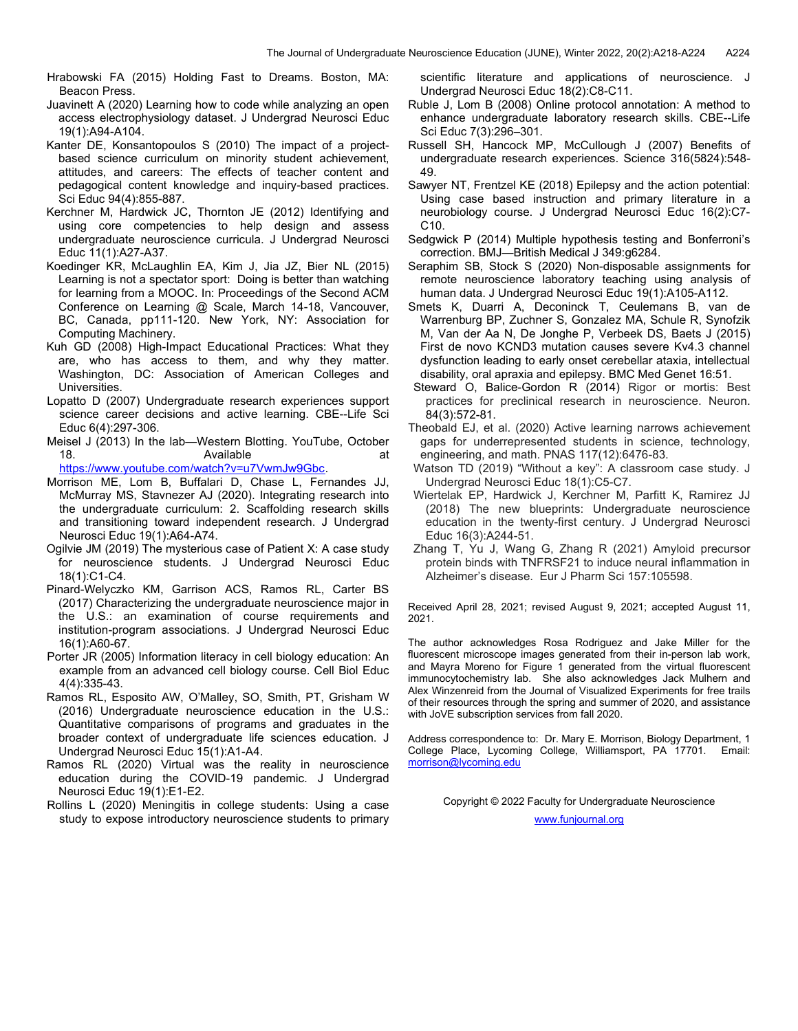Hrabowski FA (2015) Holding Fast to Dreams. Boston, MA: Beacon Press.

Juavinett A (2020) Learning how to code while analyzing an open access electrophysiology dataset. J Undergrad Neurosci Educ 19(1):A94-A104.

Kanter DE, Konsantopoulos S (2010) The impact of a project-based science curriculum on minority student achievement, attitudes, and careers: The effects of teacher content and pedagogical content knowledge and inquiry-based practices. Sci Educ 94(4):855-887.

Kerchner M, Hardwick JC, Thornton JE (2012) Identifying and using core competencies to help design and assess undergraduate neuroscience curricula. J Undergrad Neurosci Educ 11(1):A27-A37.

Koedinger KR, McLaughlin EA, Kim J, Jia JZ, Bier NL (2015) Learning is not a spectator sport: Doing is better than watching for learning from a MOOC. In: Proceedings of the Second ACM Conference on Learning @ Scale, March 14-18, Vancouver, BC, Canada, pp111-120. New York, NY: Association for Computing Machinery.

Kuh GD (2008) High-Impact Educational Practices: What they are, who has access to them, and why they matter. Washington, DC: Association of American Colleges and Universities.

Lopatto D (2007) Undergraduate research experiences support science career decisions and active learning. CBE--Life Sci Educ 6(4):297-306.

Meisel J (2013) In the lab—Western Blotting. YouTube, October 18. Available at https://www.youtube.com/watch?v=u7VwmJw9Gbc.

Morrison ME, Lom B, Buffalari D, Chase L, Fernandes JJ, McMurray MS, Stavnezer AJ (2020). Integrating research into the undergraduate curriculum: 2. Scaffolding research skills and transitioning toward independent research. J Undergrad Neurosci Educ 19(1):A64-A74.

Ogilvie JM (2019) The mysterious case of Patient X: A case study for neuroscience students. J Undergrad Neurosci Educ 18(1):C1-C4.

Pinard-Welyczko KM, Garrison ACS, Ramos RL, Carter BS (2017) Characterizing the undergraduate neuroscience major in the U.S.: an examination of course requirements and institution-program associations. J Undergrad Neurosci Educ 16(1):A60-67.

Porter JR (2005) Information literacy in cell biology education: An example from an advanced cell biology course. Cell Biol Educ 4(4):335-43.

Ramos RL, Esposito AW, O'Malley, SO, Smith, PT, Grisham W (2016) Undergraduate neuroscience education in the U.S.: Quantitative comparisons of programs and graduates in the broader context of undergraduate life sciences education. J Undergrad Neurosci Educ 15(1):A1-A4.

Ramos RL (2020) Virtual was the reality in neuroscience education during the COVID-19 pandemic. J Undergrad Neurosci Educ 19(1):E1-E2.

Rollins L (2020) Meningitis in college students: Using a case study to expose introductory neuroscience students to primary scientific literature and applications of neuroscience. J Undergrad Neurosci Educ 18(2):C8-C11.

Ruble J, Lom B (2008) Online protocol annotation: A method to enhance undergraduate laboratory research skills. CBE--Life Sci Educ 7(3):296–301.

Russell SH, Hancock MP, McCullough J (2007) Benefits of undergraduate research experiences. Science 316(5824):548-49.

Sawyer NT, Frentzel KE (2018) Epilepsy and the action potential: Using case based instruction and primary literature in a neurobiology course. J Undergrad Neurosci Educ 16(2):C7-C10.

Sedgwick P (2014) Multiple hypothesis testing and Bonferroni's correction. BMJ—British Medical J 349:g6284.

Seraphim SB, Stock S (2020) Non-disposable assignments for remote neuroscience laboratory teaching using analysis of human data. J Undergrad Neurosci Educ 19(1):A105-A112.

Smets K, Duarri A, Deconinck T, Ceulemans B, van de Warrenburg BP, Zuchner S, Gonzalez MA, Schule R, Synofzik M, Van der Aa N, De Jonghe P, Verbeek DS, Baets J (2015) First de novo KCND3 mutation causes severe Kv4.3 channel dysfunction leading to early onset cerebellar ataxia, intellectual disability, oral apraxia and epilepsy. BMC Med Genet 16:51.

Steward O, Balice-Gordon R (2014) Rigor or mortis: Best practices for preclinical research in neuroscience. Neuron. 84(3):572-81.

Theobald EJ, et al. (2020) Active learning narrows achievement gaps for underrepresented students in science, technology, engineering, and math. PNAS 117(12):6476-83.

Watson TD (2019) "Without a key": A classroom case study. J Undergrad Neurosci Educ 18(1):C5-C7.

Wiertelak EP, Hardwick J, Kerchner M, Parfitt K, Ramirez JJ (2018) The new blueprints: Undergraduate neuroscience education in the twenty-first century. J Undergrad Neurosci Educ 16(3):A244-51.

Zhang T, Yu J, Wang G, Zhang R (2021) Amyloid precursor protein binds with TNFRSF21 to induce neural inflammation in Alzheimer's disease. Eur J Pharm Sci 157:105598.

Received April 28, 2021; revised August 9, 2021; accepted August 11, 2021.

The author acknowledges Rosa Rodriguez and Jake Miller for the fluorescent microscope images generated from their in-person lab work, and Mayra Moreno for Figure 1 generated from the virtual fluorescent immunocytochemistry lab. She also acknowledges Jack Mulhern and Alex Winzenreid from the Journal of Visualized Experiments for free trails of their resources through the spring and summer of 2020, and assistance with JoVE subscription services from fall 2020.

Address correspondence to: Dr. Mary E. Morrison, Biology Department, 1 College Place, Lycoming College, Williamsport, PA 17701. Email: morrison@lycoming.edu

Copyright © 2022 Faculty for Undergraduate Neuroscience

www.funjournal.org